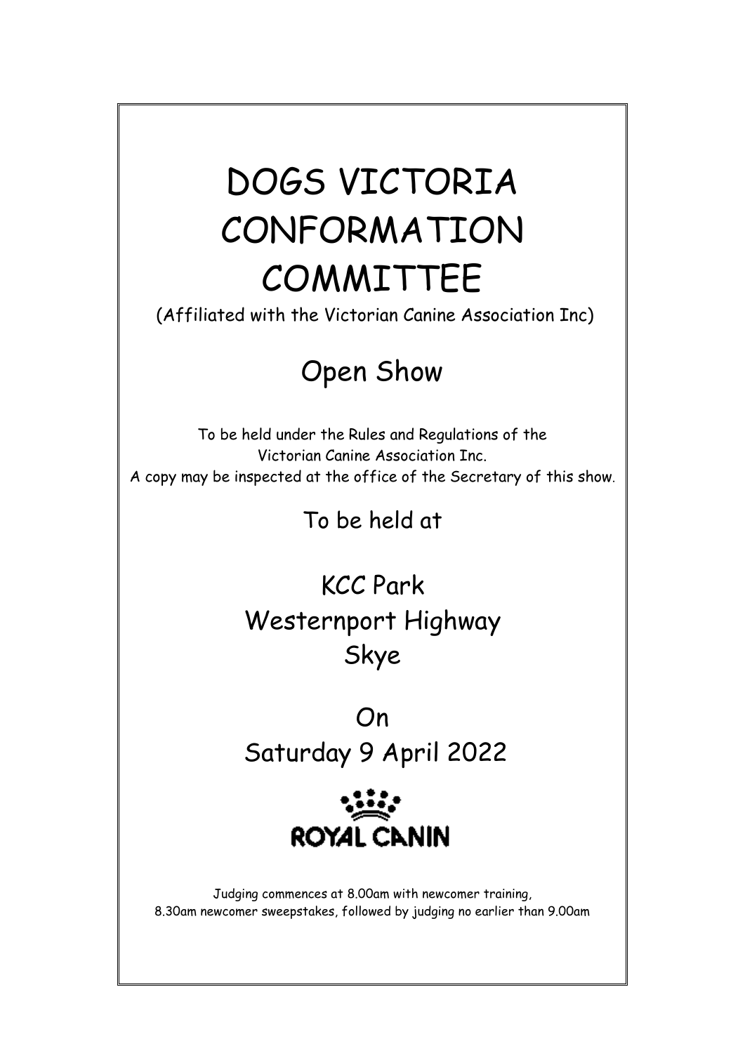# DOGS VICTORIA CONFORMATION COMMITTEE

(Affiliated with the Victorian Canine Association Inc)

## Open Show

To be held under the Rules and Regulations of the Victorian Canine Association Inc.
A copy may be inspected at the office of the Secretary of this show.

To be held at

KCC Park
Westernport Highway
Skye

On
Saturday 9 April 2022

ROYAL CANIN

Judging commences at 8.00am with newcomer training,
8.30am newcomer sweepstakes, followed by judging no earlier than 9.00am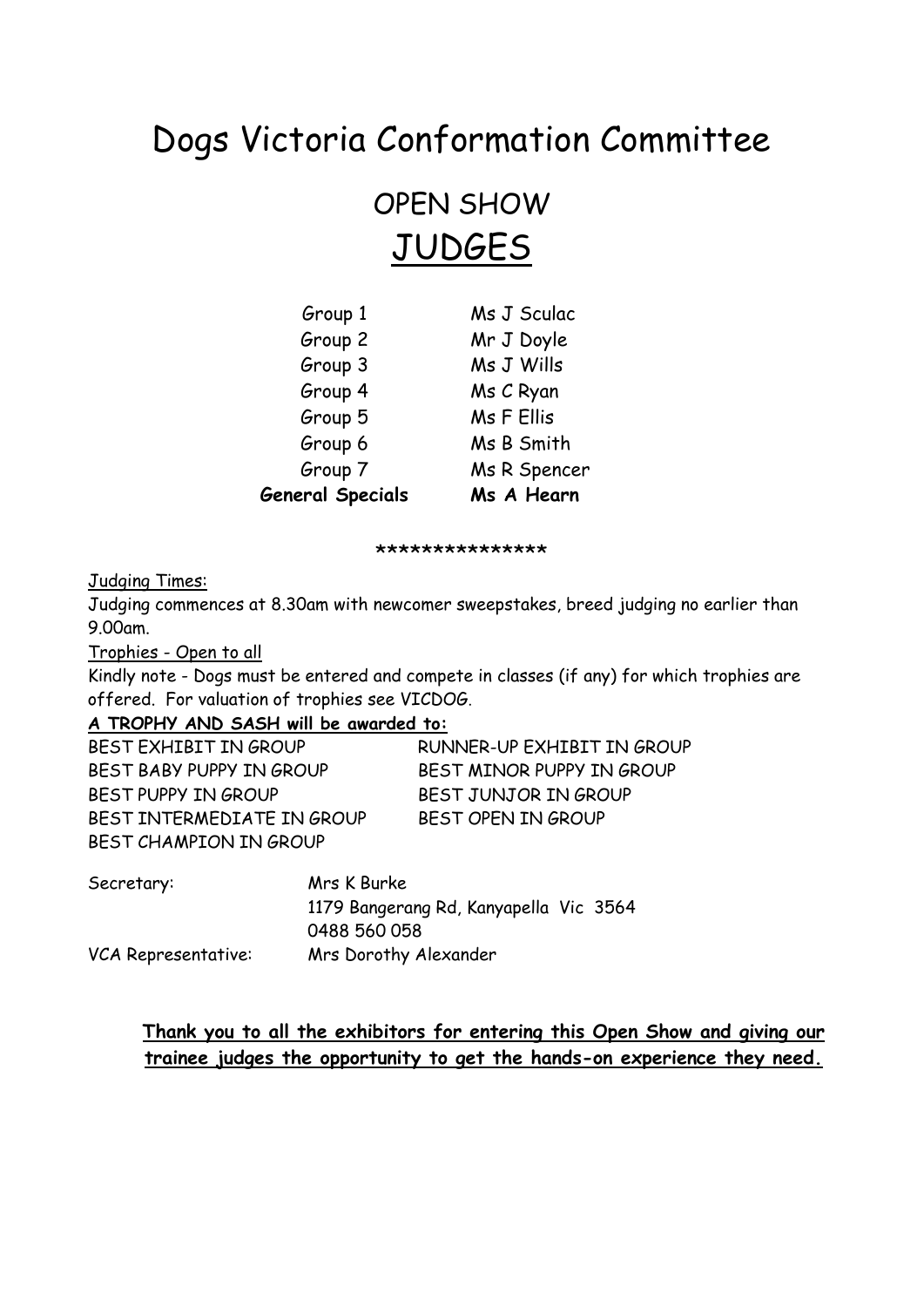# Dogs Victoria Conformation Committee

## OPEN SHOW

## JUDGES

| | |
|---|---|
| Group 1 | Ms J Sculac |
| Group 2 | Mr J Doyle |
| Group 3 | Ms J Wills |
| Group 4 | Ms C Ryan |
| Group 5 | Ms F Ellis |
| Group 6 | Ms B Smith |
| Group 7 | Ms R Spencer |
| **General Specials** | **Ms A Hearn** |

***************

Judging Times:

Judging commences at 8.30am with newcomer sweepstakes, breed judging no earlier than 9.00am.

Trophies - Open to all

Kindly note - Dogs must be entered and compete in classes (if any) for which trophies are offered. For valuation of trophies see VICDOG.

**A TROPHY AND SASH will be awarded to:**

BEST EXHIBIT IN GROUP
RUNNER-UP EXHIBIT IN GROUP
BEST BABY PUPPY IN GROUP
BEST MINOR PUPPY IN GROUP
BEST PUPPY IN GROUP
BEST JUNJOR IN GROUP
BEST INTERMEDIATE IN GROUP
BEST OPEN IN GROUP
BEST CHAMPION IN GROUP

Secretary: Mrs K Burke
1179 Bangerang Rd, Kanyapella Vic 3564
0488 560 058

VCA Representative: Mrs Dorothy Alexander

**Thank you to all the exhibitors for entering this Open Show and giving our trainee judges the opportunity to get the hands-on experience they need.**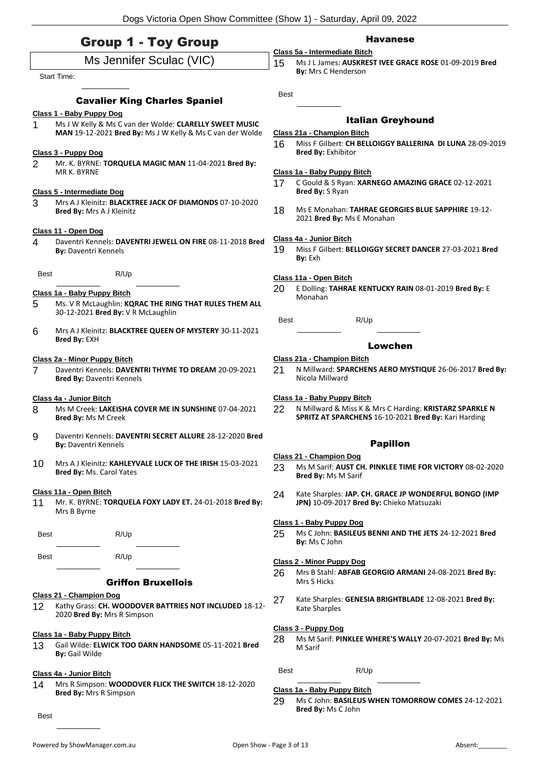# Group 1 - Toy Group

## Ms Jennifer Sculac (VIC)

Start Time:

### Cavalier King Charles Spaniel

**Class 1 - Baby Puppy Dog**

1 Ms J W Kelly & Ms C van der Wolde: **CLARELLY SWEET MUSIC MAN** 19-12-2021 **Bred By:** Ms J W Kelly & Ms C van der Wolde

**Class 3 - Puppy Dog**

2 Mr. K. BYRNE: **TORQUELA MAGIC MAN** 11-04-2021 **Bred By:** MR K. BYRNE

**Class 5 - Intermediate Dog**

3 Mrs A J Kleinitz: **BLACKTREE JACK OF DIAMONDS** 07-10-2020 **Bred By:** Mrs A J Kleinitz

**Class 11 - Open Dog**

4 Daventri Kennels: **DAVENTRI JEWELL ON FIRE** 08-11-2018 **Bred By:** Daventri Kennels

Best R/Up

**Class 1a - Baby Puppy Bitch**

5 Ms. V R McLaughlin: **KQRAC THE RING THAT RULES THEM ALL** 30-12-2021 **Bred By:** V R McLaughlin

6 Mrs A J Kleinitz: **BLACKTREE QUEEN OF MYSTERY** 30-11-2021 **Bred By:** EXH

**Class 2a - Minor Puppy Bitch**

7 Daventri Kennels: **DAVENTRI THYME TO DREAM** 20-09-2021 **Bred By:** Daventri Kennels

**Class 4a - Junior Bitch**

8 Ms M Creek: **LAKEISHA COVER ME IN SUNSHINE** 07-04-2021 **Bred By:** Ms M Creek

9 Daventri Kennels: **DAVENTRI SECRET ALLURE** 28-12-2020 **Bred By:** Daventri Kennels

10 Mrs A J Kleinitz: **KAHLEYVALE LUCK OF THE IRISH** 15-03-2021 **Bred By:** Ms. Carol Yates

**Class 11a - Open Bitch**

11 Mr. K. BYRNE: **TORQUELA FOXY LADY ET.** 24-01-2018 **Bred By:** Mrs B Byrne

Best R/Up

Best R/Up

### Griffon Bruxellois

**Class 21 - Champion Dog**

12 Kathy Grass: **CH. WOODOVER BATTRIES NOT INCLUDED** 18-12-2020 **Bred By:** Mrs R Simpson

**Class 1a - Baby Puppy Bitch**

13 Gail Wilde: **ELWICK TOO DARN HANDSOME** 05-11-2021 **Bred By:** Gail Wilde

**Class 4a - Junior Bitch**

14 Mrs R Simpson: **WOODOVER FLICK THE SWITCH** 18-12-2020 **Bred By:** Mrs R Simpson

Best

### Havanese

**Class 5a - Intermediate Bitch**

15 Ms J L James: **AUSKREST IVEE GRACE ROSE** 01-09-2019 **Bred By:** Mrs C Henderson

Best

### Italian Greyhound

**Class 21a - Champion Bitch**

16 Miss F Gilbert: **CH BELLOIGGY BALLERINA DI LUNA** 28-09-2019 **Bred By:** Exhibitor

**Class 1a - Baby Puppy Bitch**

17 C Gould & S Ryan: **XARNEGO AMAZING GRACE** 02-12-2021 **Bred By:** S Ryan

18 Ms E Monahan: **TAHRAE GEORGIES BLUE SAPPHIRE** 19-12-2021 **Bred By:** Ms E Monahan

**Class 4a - Junior Bitch**

19 Miss F Gilbert: **BELLOIGGY SECRET DANCER** 27-03-2021 **Bred By:** Exh

**Class 11a - Open Bitch**

20 E Dolling: **TAHRAE KENTUCKY RAIN** 08-01-2019 **Bred By:** E Monahan

Best R/Up

### Lowchen

**Class 21a - Champion Bitch**

21 N Millward: **SPARCHENS AERO MYSTIQUE** 26-06-2017 **Bred By:** Nicola Millward

**Class 1a - Baby Puppy Bitch**

22 N Millward & Miss K & Mrs C Harding: **KRISTARZ SPARKLE N SPRITZ AT SPARCHENS** 16-10-2021 **Bred By:** Kari Harding

### Papillon

**Class 21 - Champion Dog**

23 Ms M Sarif: **AUST CH. PINKLEE TIME FOR VICTORY** 08-02-2020 **Bred By:** Ms M Sarif

24 Kate Sharples: **JAP. CH. GRACE JP WONDERFUL BONGO (IMP JPN)** 10-09-2017 **Bred By:** Chieko Matsuzaki

**Class 1 - Baby Puppy Dog**

25 Ms C John: **BASILEUS BENNI AND THE JETS** 24-12-2021 **Bred By:** Ms C John

**Class 2 - Minor Puppy Dog**

26 Mrs B Stahl: **ABFAB GEORGIO ARMANI** 24-08-2021 **Bred By:** Mrs S Hicks

27 Kate Sharples: **GENESIA BRIGHTBLADE** 12-08-2021 **Bred By:** Kate Sharples

**Class 3 - Puppy Dog**

28 Ms M Sarif: **PINKLEE WHERE'S WALLY** 20-07-2021 **Bred By:** Ms M Sarif

Best R/Up

**Class 1a - Baby Puppy Bitch**

29 Ms C John: **BASILEUS WHEN TOMORROW COMES** 24-12-2021 **Bred By:** Ms C John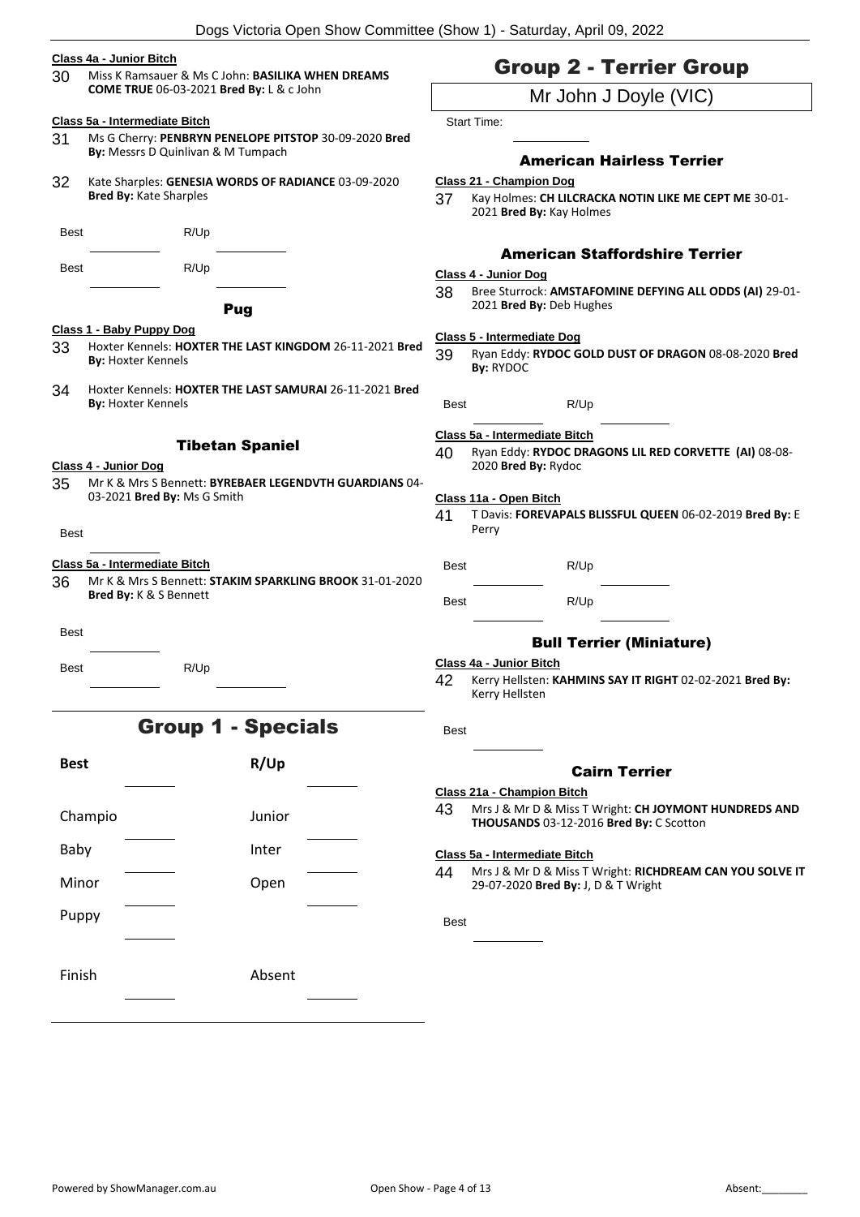**Class 4a - Junior Bitch**

30 Miss K Ramsauer & Ms C John: **BASILIKA WHEN DREAMS COME TRUE** 06-03-2021 **Bred By:** L & c John

**Class 5a - Intermediate Bitch**

31 Ms G Cherry: **PENBRYN PENELOPE PITSTOP** 30-09-2020 **Bred By:** Messrs D Quinlivan & M Tumpach

32 Kate Sharples: **GENESIA WORDS OF RADIANCE** 03-09-2020 **Bred By:** Kate Sharples

Best ______ R/Up ______

Best ______ R/Up ______

### Pug

**Class 1 - Baby Puppy Dog**

33 Hoxter Kennels: **HOXTER THE LAST KINGDOM** 26-11-2021 **Bred By:** Hoxter Kennels

34 Hoxter Kennels: **HOXTER THE LAST SAMURAI** 26-11-2021 **Bred By:** Hoxter Kennels

### Tibetan Spaniel

**Class 4 - Junior Dog**

35 Mr K & Mrs S Bennett: **BYREBAER LEGENDVTH GUARDIANS** 04-03-2021 **Bred By:** Ms G Smith

Best ______

**Class 5a - Intermediate Bitch**

36 Mr K & Mrs S Bennett: **STAKIM SPARKLING BROOK** 31-01-2020 **Bred By:** K & S Bennett

Best ______

Best ______ R/Up ______

## Group 1 - Specials

| **Best** | | **R/Up** | |
|---|---|---|---|
| Champio | | Junior | |
| Baby | | Inter | |
| Minor | | Open | |
| Puppy | | | |
| Finish | | Absent | |

## Group 2 - Terrier Group

Mr John J Doyle (VIC)

Start Time: ______

### American Hairless Terrier

**Class 21 - Champion Dog**

37 Kay Holmes: **CH LILCRACKA NOTIN LIKE ME CEPT ME** 30-01-2021 **Bred By:** Kay Holmes

### American Staffordshire Terrier

**Class 4 - Junior Dog**

38 Bree Sturrock: **AMSTAFOMINE DEFYING ALL ODDS (AI)** 29-01-2021 **Bred By:** Deb Hughes

**Class 5 - Intermediate Dog**

39 Ryan Eddy: **RYDOC GOLD DUST OF DRAGON** 08-08-2020 **Bred By:** RYDOC

Best ______ R/Up ______

**Class 5a - Intermediate Bitch**

40 Ryan Eddy: **RYDOC DRAGONS LIL RED CORVETTE (AI)** 08-08-2020 **Bred By:** Rydoc

**Class 11a - Open Bitch**

41 T Davis: **FOREVAPALS BLISSFUL QUEEN** 06-02-2019 **Bred By:** E Perry

Best ______ R/Up ______

Best ______ R/Up ______

### Bull Terrier (Miniature)

**Class 4a - Junior Bitch**

42 Kerry Hellsten: **KAHMINS SAY IT RIGHT** 02-02-2021 **Bred By:** Kerry Hellsten

Best ______

### Cairn Terrier

**Class 21a - Champion Bitch**

43 Mrs J & Mr D & Miss T Wright: **CH JOYMONT HUNDREDS AND THOUSANDS** 03-12-2016 **Bred By:** C Scotton

**Class 5a - Intermediate Bitch**

44 Mrs J & Mr D & Miss T Wright: **RICHDREAM CAN YOU SOLVE IT** 29-07-2020 **Bred By:** J, D & T Wright

Best ______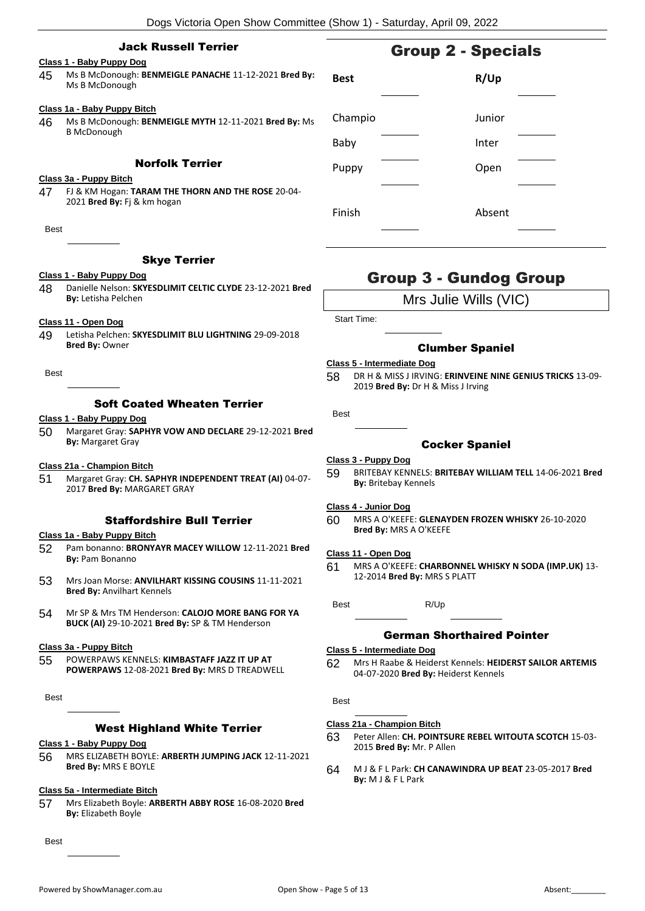### Jack Russell Terrier

**Class 1 - Baby Puppy Dog**

45 Ms B McDonough: **BENMEIGLE PANACHE** 11-12-2021 **Bred By:** Ms B McDonough

**Class 1a - Baby Puppy Bitch**

46 Ms B McDonough: **BENMEIGLE MYTH** 12-11-2021 **Bred By:** Ms B McDonough

### Norfolk Terrier

**Class 3a - Puppy Bitch**

47 FJ & KM Hogan: **TARAM THE THORN AND THE ROSE** 20-04-2021 **Bred By:** Fj & km hogan

Best

### Skye Terrier

**Class 1 - Baby Puppy Dog**

48 Danielle Nelson: **SKYESDLIMIT CELTIC CLYDE** 23-12-2021 **Bred By:** Letisha Pelchen

**Class 11 - Open Dog**

49 Letisha Pelchen: **SKYESDLIMIT BLU LIGHTNING** 29-09-2018 **Bred By:** Owner

Best

### Soft Coated Wheaten Terrier

**Class 1 - Baby Puppy Dog**

50 Margaret Gray: **SAPHYR VOW AND DECLARE** 29-12-2021 **Bred By:** Margaret Gray

**Class 21a - Champion Bitch**

51 Margaret Gray: **CH. SAPHYR INDEPENDENT TREAT (AI)** 04-07-2017 **Bred By:** MARGARET GRAY

### Staffordshire Bull Terrier

**Class 1a - Baby Puppy Bitch**

52 Pam bonanno: **BRONYAYR MACEY WILLOW** 12-11-2021 **Bred By:** Pam Bonanno

53 Mrs Joan Morse: **ANVILHART KISSING COUSINS** 11-11-2021 **Bred By:** Anvilhart Kennels

54 Mr SP & Mrs TM Henderson: **CALOJO MORE BANG FOR YA BUCK (AI)** 29-10-2021 **Bred By:** SP & TM Henderson

**Class 3a - Puppy Bitch**

55 POWERPAWS KENNELS: **KIMBASTAFF JAZZ IT UP AT POWERPAWS** 12-08-2021 **Bred By:** MRS D TREADWELL

Best

### West Highland White Terrier

**Class 1 - Baby Puppy Dog**

56 MRS ELIZABETH BOYLE: **ARBERTH JUMPING JACK** 12-11-2021 **Bred By:** MRS E BOYLE

**Class 5a - Intermediate Bitch**

57 Mrs Elizabeth Boyle: **ARBERTH ABBY ROSE** 16-08-2020 **Bred By:** Elizabeth Boyle

Best

## Group 2 - Specials

| Best | | R/Up | |
|---|---|---|---|
| Champio | | Junior | |
| Baby | | Inter | |
| Puppy | | Open | |
| Finish | | Absent | |

## Group 3 - Gundog Group

Mrs Julie Wills (VIC)

Start Time:

### Clumber Spaniel

**Class 5 - Intermediate Dog**

58 DR H & MISS J IRVING: **ERINVEINE NINE GENIUS TRICKS** 13-09-2019 **Bred By:** Dr H & Miss J Irving

Best

### Cocker Spaniel

**Class 3 - Puppy Dog**

59 BRITEBAY KENNELS: **BRITEBAY WILLIAM TELL** 14-06-2021 **Bred By:** Britebay Kennels

**Class 4 - Junior Dog**

60 MRS A O'KEEFE: **GLENAYDEN FROZEN WHISKY** 26-10-2020 **Bred By:** MRS A O'KEEFE

**Class 11 - Open Dog**

61 MRS A O'KEEFE: **CHARBONNEL WHISKY N SODA (IMP.UK)** 13-12-2014 **Bred By:** MRS S PLATT

Best R/Up

### German Shorthaired Pointer

**Class 5 - Intermediate Dog**

62 Mrs H Raabe & Heiderst Kennels: **HEIDERST SAILOR ARTEMIS** 04-07-2020 **Bred By:** Heiderst Kennels

Best

**Class 21a - Champion Bitch**

63 Peter Allen: **CH. POINTSURE REBEL WITOUTA SCOTCH** 15-03-2015 **Bred By:** Mr. P Allen

64 M J & F L Park: **CH CANAWINDRA UP BEAT** 23-05-2017 **Bred By:** M J & F L Park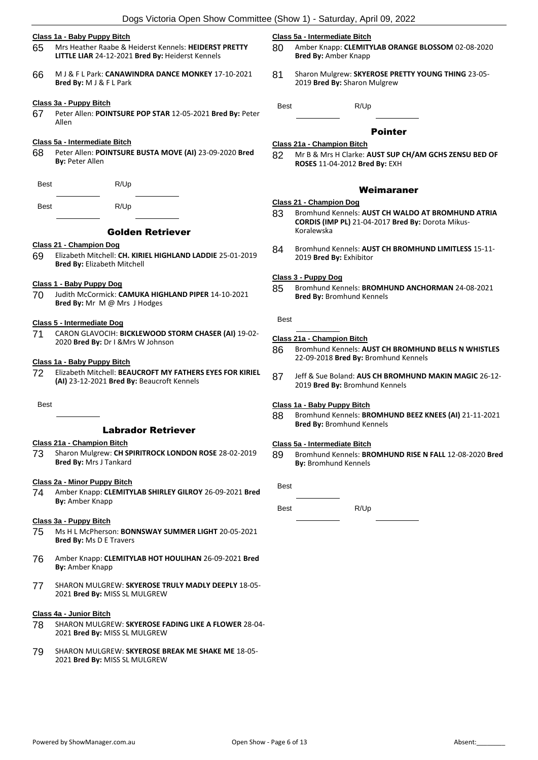#### Class 1a - Baby Puppy Bitch

65 Mrs Heather Raabe & Heiderst Kennels: **HEIDERST PRETTY LITTLE LIAR** 24-12-2021 **Bred By:** Heiderst Kennels

66 M J & F L Park: **CANAWINDRA DANCE MONKEY** 17-10-2021 **Bred By:** M J & F L Park

#### Class 3a - Puppy Bitch

67 Peter Allen: **POINTSURE POP STAR** 12-05-2021 **Bred By:** Peter Allen

#### Class 5a - Intermediate Bitch

68 Peter Allen: **POINTSURE BUSTA MOVE (AI)** 23-09-2020 **Bred By:** Peter Allen

Best ________ R/Up ________

Best ________ R/Up ________

## Golden Retriever

#### Class 21 - Champion Dog

69 Elizabeth Mitchell: **CH. KIRIEL HIGHLAND LADDIE** 25-01-2019 **Bred By:** Elizabeth Mitchell

#### Class 1 - Baby Puppy Dog

70 Judith McCormick: **CAMUKA HIGHLAND PIPER** 14-10-2021 **Bred By:** Mr M @ Mrs J Hodges

#### Class 5 - Intermediate Dog

71 CARON GLAVOCIH: **BICKLEWOOD STORM CHASER (AI)** 19-02-2020 **Bred By:** Dr I &Mrs W Johnson

#### Class 1a - Baby Puppy Bitch

72 Elizabeth Mitchell: **BEAUCROFT MY FATHERS EYES FOR KIRIEL (AI)** 23-12-2021 **Bred By:** Beaucroft Kennels

Best ________

## Labrador Retriever

#### Class 21a - Champion Bitch

73 Sharon Mulgrew: **CH SPIRITROCK LONDON ROSE** 28-02-2019 **Bred By:** Mrs J Tankard

#### Class 2a - Minor Puppy Bitch

74 Amber Knapp: **CLEMITYLAB SHIRLEY GILROY** 26-09-2021 **Bred By:** Amber Knapp

#### Class 3a - Puppy Bitch

75 Ms H L McPherson: **BONNSWAY SUMMER LIGHT** 20-05-2021 **Bred By:** Ms D E Travers

76 Amber Knapp: **CLEMITYLAB HOT HOULIHAN** 26-09-2021 **Bred By:** Amber Knapp

77 SHARON MULGREW: **SKYEROSE TRULY MADLY DEEPLY** 18-05-2021 **Bred By:** MISS SL MULGREW

#### Class 4a - Junior Bitch

78 SHARON MULGREW: **SKYEROSE FADING LIKE A FLOWER** 28-04-2021 **Bred By:** MISS SL MULGREW

79 SHARON MULGREW: **SKYEROSE BREAK ME SHAKE ME** 18-05-2021 **Bred By:** MISS SL MULGREW

#### Class 5a - Intermediate Bitch

80 Amber Knapp: **CLEMITYLAB ORANGE BLOSSOM** 02-08-2020 **Bred By:** Amber Knapp

81 Sharon Mulgrew: **SKYEROSE PRETTY YOUNG THING** 23-05-2019 **Bred By:** Sharon Mulgrew

Best ________ R/Up ________

## Pointer

#### Class 21a - Champion Bitch

82 Mr B & Mrs H Clarke: **AUST SUP CH/AM GCHS ZENSU BED OF ROSES** 11-04-2012 **Bred By:** EXH

## Weimaraner

#### Class 21 - Champion Dog

83 Bromhund Kennels: **AUST CH WALDO AT BROMHUND ATRIA CORDIS (IMP PL)** 21-04-2017 **Bred By:** Dorota Mikus-Koralewska

84 Bromhund Kennels: **AUST CH BROMHUND LIMITLESS** 15-11-2019 **Bred By:** Exhibitor

#### Class 3 - Puppy Dog

85 Bromhund Kennels: **BROMHUND ANCHORMAN** 24-08-2021 **Bred By:** Bromhund Kennels

Best ________

#### Class 21a - Champion Bitch

86 Bromhund Kennels: **AUST CH BROMHUND BELLS N WHISTLES** 22-09-2018 **Bred By:** Bromhund Kennels

87 Jeff & Sue Boland: **AUS CH BROMHUND MAKIN MAGIC** 26-12-2019 **Bred By:** Bromhund Kennels

#### Class 1a - Baby Puppy Bitch

88 Bromhund Kennels: **BROMHUND BEEZ KNEES (AI)** 21-11-2021 **Bred By:** Bromhund Kennels

#### Class 5a - Intermediate Bitch

89 Bromhund Kennels: **BROMHUND RISE N FALL** 12-08-2020 **Bred By:** Bromhund Kennels

Best ________

Best ________ R/Up ________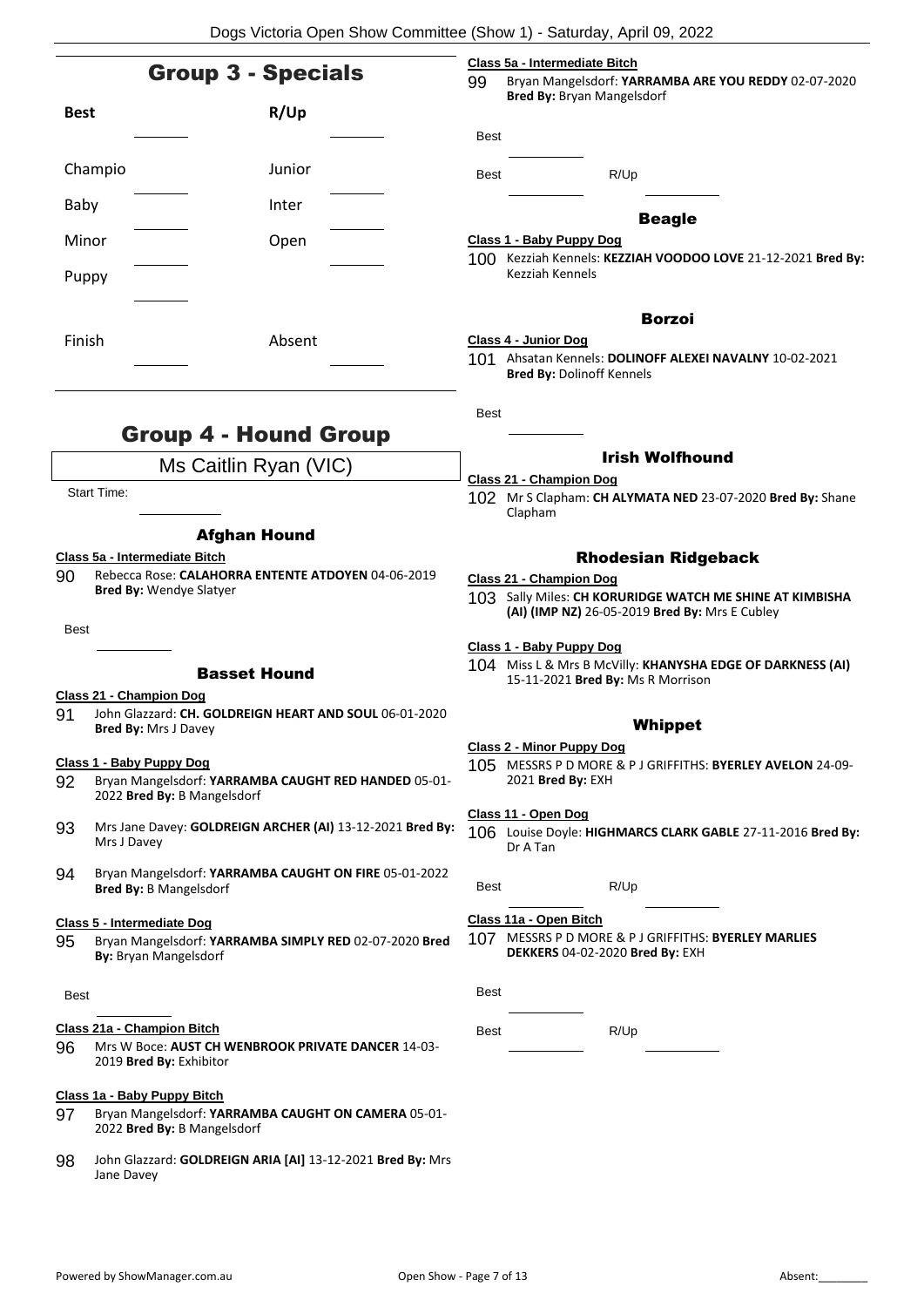## Group 3 - Specials

| Best | | R/Up | |
|---|---|---|---|
| Champio | | Junior | |
| Baby | | Inter | |
| Minor | | Open | |
| Puppy | | | |
| Finish | | Absent | |

## Group 4 - Hound Group

Ms Caitlin Ryan (VIC)

Start Time:

### Afghan Hound

**Class 5a - Intermediate Bitch**

90 Rebecca Rose: **CALAHORRA ENTENTE ATDOYEN** 04-06-2019 **Bred By:** Wendye Slatyer

Best

### Basset Hound

**Class 21 - Champion Dog**

91 John Glazzard: **CH. GOLDREIGN HEART AND SOUL** 06-01-2020 **Bred By:** Mrs J Davey

**Class 1 - Baby Puppy Dog**

92 Bryan Mangelsdorf: **YARRAMBA CAUGHT RED HANDED** 05-01-2022 **Bred By:** B Mangelsdorf

93 Mrs Jane Davey: **GOLDREIGN ARCHER (AI)** 13-12-2021 **Bred By:** Mrs J Davey

94 Bryan Mangelsdorf: **YARRAMBA CAUGHT ON FIRE** 05-01-2022 **Bred By:** B Mangelsdorf

**Class 5 - Intermediate Dog**

95 Bryan Mangelsdorf: **YARRAMBA SIMPLY RED** 02-07-2020 **Bred By:** Bryan Mangelsdorf

Best

**Class 21a - Champion Bitch**

96 Mrs W Boce: **AUST CH WENBROOK PRIVATE DANCER** 14-03-2019 **Bred By:** Exhibitor

**Class 1a - Baby Puppy Bitch**

97 Bryan Mangelsdorf: **YARRAMBA CAUGHT ON CAMERA** 05-01-2022 **Bred By:** B Mangelsdorf

98 John Glazzard: **GOLDREIGN ARIA [AI]** 13-12-2021 **Bred By:** Mrs Jane Davey

**Class 5a - Intermediate Bitch**

99 Bryan Mangelsdorf: **YARRAMBA ARE YOU REDDY** 02-07-2020 **Bred By:** Bryan Mangelsdorf

Best

Best R/Up

### Beagle

**Class 1 - Baby Puppy Dog**

100 Kezziah Kennels: **KEZZIAH VOODOO LOVE** 21-12-2021 **Bred By:** Kezziah Kennels

### Borzoi

**Class 4 - Junior Dog**

101 Ahsatan Kennels: **DOLINOFF ALEXEI NAVALNY** 10-02-2021 **Bred By:** Dolinoff Kennels

Best

### Irish Wolfhound

**Class 21 - Champion Dog**

102 Mr S Clapham: **CH ALYMATA NED** 23-07-2020 **Bred By:** Shane Clapham

### Rhodesian Ridgeback

**Class 21 - Champion Dog**

103 Sally Miles: **CH KORURIDGE WATCH ME SHINE AT KIMBISHA (AI) (IMP NZ)** 26-05-2019 **Bred By:** Mrs E Cubley

**Class 1 - Baby Puppy Dog**

104 Miss L & Mrs B McVilly: **KHANYSHA EDGE OF DARKNESS (AI)** 15-11-2021 **Bred By:** Ms R Morrison

### Whippet

**Class 2 - Minor Puppy Dog**

105 MESSRS P D MORE & P J GRIFFITHS: **BYERLEY AVELON** 24-09-2021 **Bred By:** EXH

**Class 11 - Open Dog**

106 Louise Doyle: **HIGHMARCS CLARK GABLE** 27-11-2016 **Bred By:** Dr A Tan

Best R/Up

**Class 11a - Open Bitch**

107 MESSRS P D MORE & P J GRIFFITHS: **BYERLEY MARLIES DEKKERS** 04-02-2020 **Bred By:** EXH

Best

Best R/Up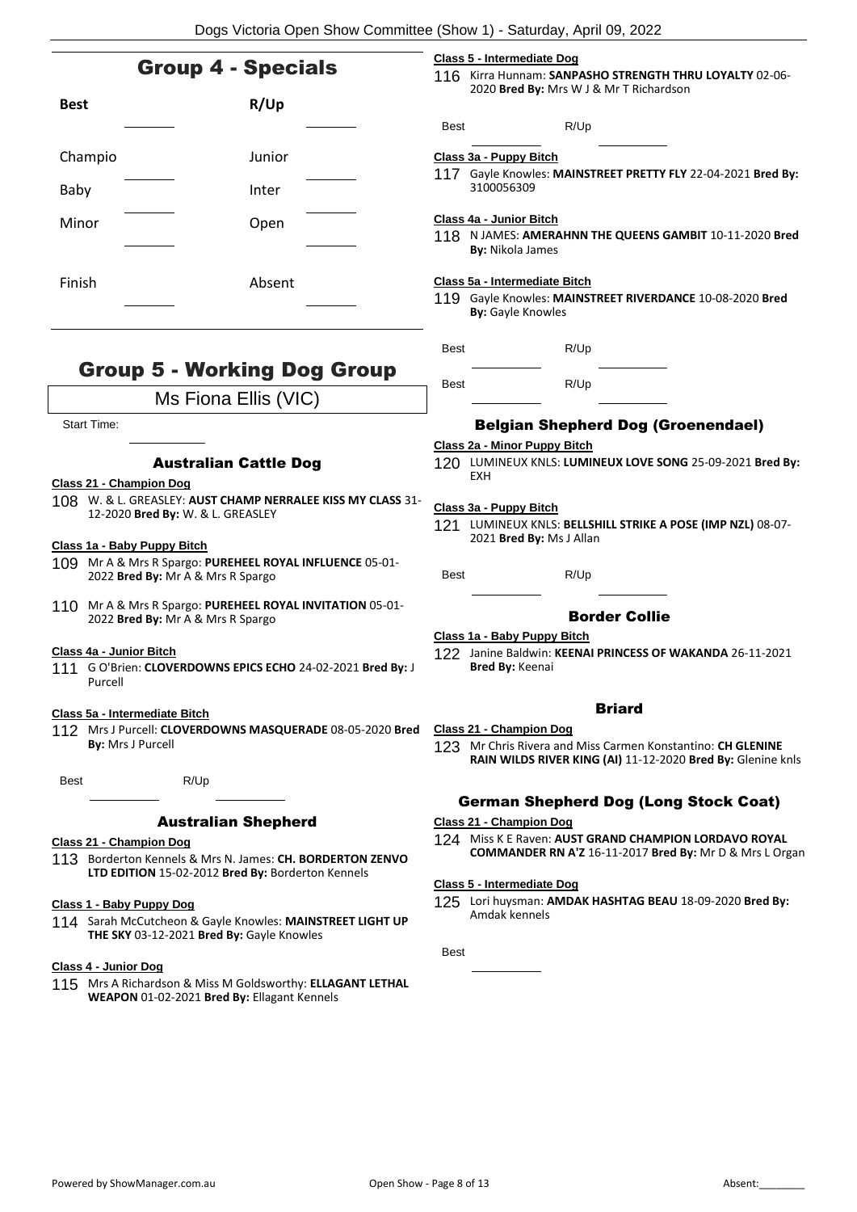## Group 4 - Specials

| Best | | R/Up | |
|---|---|---|---|
| | _______ | | _______ |
| Champio | _______ | Junior | _______ |
| Baby | _______ | Inter | _______ |
| Minor | _______ | Open | _______ |
| Finish | _______ | Absent | _______ |

## Group 5 - Working Dog Group

Ms Fiona Ellis (VIC)

Start Time: __________

### Australian Cattle Dog

**Class 21 - Champion Dog**

108 W. & L. GREASLEY: **AUST CHAMP NERRALEE KISS MY CLASS** 31-12-2020 **Bred By:** W. & L. GREASLEY

**Class 1a - Baby Puppy Bitch**

109 Mr A & Mrs R Spargo: **PUREHEEL ROYAL INFLUENCE** 05-01-2022 **Bred By:** Mr A & Mrs R Spargo

110 Mr A & Mrs R Spargo: **PUREHEEL ROYAL INVITATION** 05-01-2022 **Bred By:** Mr A & Mrs R Spargo

**Class 4a - Junior Bitch**

111 G O'Brien: **CLOVERDOWNS EPICS ECHO** 24-02-2021 **Bred By:** J Purcell

**Class 5a - Intermediate Bitch**

112 Mrs J Purcell: **CLOVERDOWNS MASQUERADE** 08-05-2020 **Bred By:** Mrs J Purcell

Best __________ R/Up __________

### Australian Shepherd

**Class 21 - Champion Dog**

113 Borderton Kennels & Mrs N. James: **CH. BORDERTON ZENVO LTD EDITION** 15-02-2012 **Bred By:** Borderton Kennels

**Class 1 - Baby Puppy Dog**

114 Sarah McCutcheon & Gayle Knowles: **MAINSTREET LIGHT UP THE SKY** 03-12-2021 **Bred By:** Gayle Knowles

**Class 4 - Junior Dog**

115 Mrs A Richardson & Miss M Goldsworthy: **ELLAGANT LETHAL WEAPON** 01-02-2021 **Bred By:** Ellagant Kennels

**Class 5 - Intermediate Dog**

116 Kirra Hunnam: **SANPASHO STRENGTH THRU LOYALTY** 02-06-2020 **Bred By:** Mrs W J & Mr T Richardson

Best __________ R/Up __________

**Class 3a - Puppy Bitch**

117 Gayle Knowles: **MAINSTREET PRETTY FLY** 22-04-2021 **Bred By:** 3100056309

**Class 4a - Junior Bitch**

118 N JAMES: **AMERAHNN THE QUEENS GAMBIT** 10-11-2020 **Bred By:** Nikola James

**Class 5a - Intermediate Bitch**

119 Gayle Knowles: **MAINSTREET RIVERDANCE** 10-08-2020 **Bred By:** Gayle Knowles

Best __________ R/Up __________

Best __________ R/Up __________

### Belgian Shepherd Dog (Groenendael)

**Class 2a - Minor Puppy Bitch**

120 LUMINEUX KNLS: **LUMINEUX LOVE SONG** 25-09-2021 **Bred By:** EXH

**Class 3a - Puppy Bitch**

121 LUMINEUX KNLS: **BELLSHILL STRIKE A POSE (IMP NZL)** 08-07-2021 **Bred By:** Ms J Allan

Best __________ R/Up __________

### Border Collie

**Class 1a - Baby Puppy Bitch**

122 Janine Baldwin: **KEENAI PRINCESS OF WAKANDA** 26-11-2021 **Bred By:** Keenai

### Briard

**Class 21 - Champion Dog**

123 Mr Chris Rivera and Miss Carmen Konstantino: **CH GLENINE RAIN WILDS RIVER KING (AI)** 11-12-2020 **Bred By:** Glenine knls

### German Shepherd Dog (Long Stock Coat)

**Class 21 - Champion Dog**

124 Miss K E Raven: **AUST GRAND CHAMPION LORDAVO ROYAL COMMANDER RN A'Z** 16-11-2017 **Bred By:** Mr D & Mrs L Organ

**Class 5 - Intermediate Dog**

125 Lori huysman: **AMDAK HASHTAG BEAU** 18-09-2020 **Bred By:** Amdak kennels

Best __________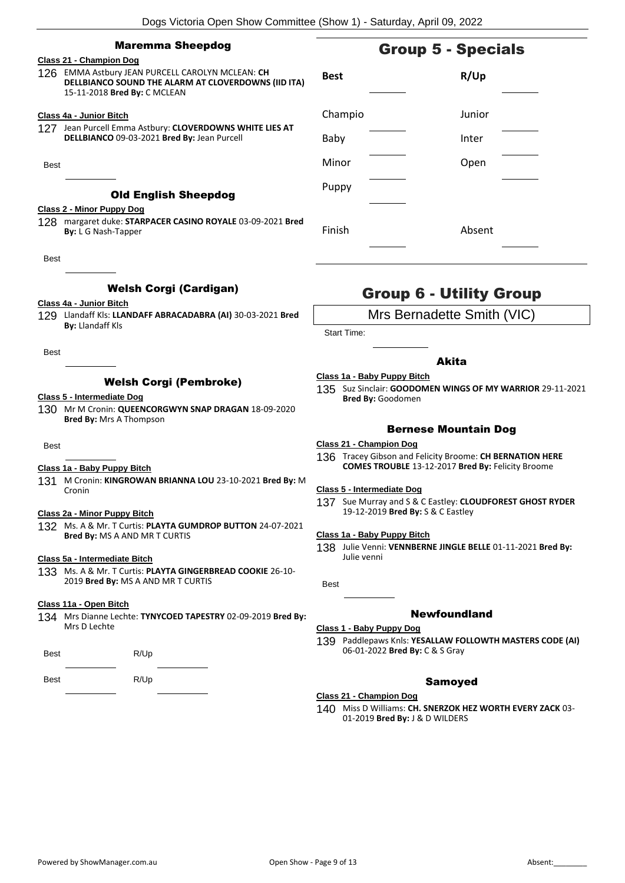### Maremma Sheepdog

**Class 21 - Champion Dog**

126 EMMA Astbury JEAN PURCELL CAROLYN MCLEAN: **CH DELLBIANCO SOUND THE ALARM AT CLOVERDOWNS (IID ITA)** 15-11-2018 **Bred By:** C MCLEAN

**Class 4a - Junior Bitch**

127 Jean Purcell Emma Astbury: **CLOVERDOWNS WHITE LIES AT DELLBIANCO** 09-03-2021 **Bred By:** Jean Purcell

Best

### Old English Sheepdog

**Class 2 - Minor Puppy Dog**

128 margaret duke: **STARPACER CASINO ROYALE** 03-09-2021 **Bred By:** L G Nash-Tapper

Best

### Welsh Corgi (Cardigan)

**Class 4a - Junior Bitch**

129 Llandaff Kls: **LLANDAFF ABRACADABRA (AI)** 30-03-2021 **Bred By:** Llandaff Kls

Best

### Welsh Corgi (Pembroke)

**Class 5 - Intermediate Dog**

130 Mr M Cronin: **QUEENCORGWYN SNAP DRAGAN** 18-09-2020 **Bred By:** Mrs A Thompson

Best

**Class 1a - Baby Puppy Bitch**

131 M Cronin: **KINGROWAN BRIANNA LOU** 23-10-2021 **Bred By:** M Cronin

**Class 2a - Minor Puppy Bitch**

132 Ms. A & Mr. T Curtis: **PLAYTA GUMDROP BUTTON** 24-07-2021 **Bred By:** MS A AND MR T CURTIS

**Class 5a - Intermediate Bitch**

133 Ms. A & Mr. T Curtis: **PLAYTA GINGERBREAD COOKIE** 26-10-2019 **Bred By:** MS A AND MR T CURTIS

**Class 11a - Open Bitch**

134 Mrs Dianne Lechte: **TYNYCOED TAPESTRY** 02-09-2019 **Bred By:** Mrs D Lechte

Best R/Up

Best R/Up

## Group 5 - Specials

| Best | | R/Up | |
|---|---|---|---|
| Champio | | Junior | |
| Baby | | Inter | |
| Minor | | Open | |
| Puppy | | | |
| Finish | | Absent | |

## Group 6 - Utility Group

Mrs Bernadette Smith (VIC)

Start Time:

### Akita

**Class 1a - Baby Puppy Bitch**

135 Suz Sinclair: **GOODOMEN WINGS OF MY WARRIOR** 29-11-2021 **Bred By:** Goodomen

### Bernese Mountain Dog

**Class 21 - Champion Dog**

136 Tracey Gibson and Felicity Broome: **CH BERNATION HERE COMES TROUBLE** 13-12-2017 **Bred By:** Felicity Broome

**Class 5 - Intermediate Dog**

137 Sue Murray and S & C Eastley: **CLOUDFOREST GHOST RYDER** 19-12-2019 **Bred By:** S & C Eastley

**Class 1a - Baby Puppy Bitch**

138 Julie Venni: **VENNBERNE JINGLE BELLE** 01-11-2021 **Bred By:** Julie venni

Best

### Newfoundland

**Class 1 - Baby Puppy Dog**

139 Paddlepaws Knls: **YESALLAW FOLLOWTH MASTERS CODE (AI)** 06-01-2022 **Bred By:** C & S Gray

### Samoyed

**Class 21 - Champion Dog**

140 Miss D Williams: **CH. SNERZOK HEZ WORTH EVERY ZACK** 03-01-2019 **Bred By:** J & D WILDERS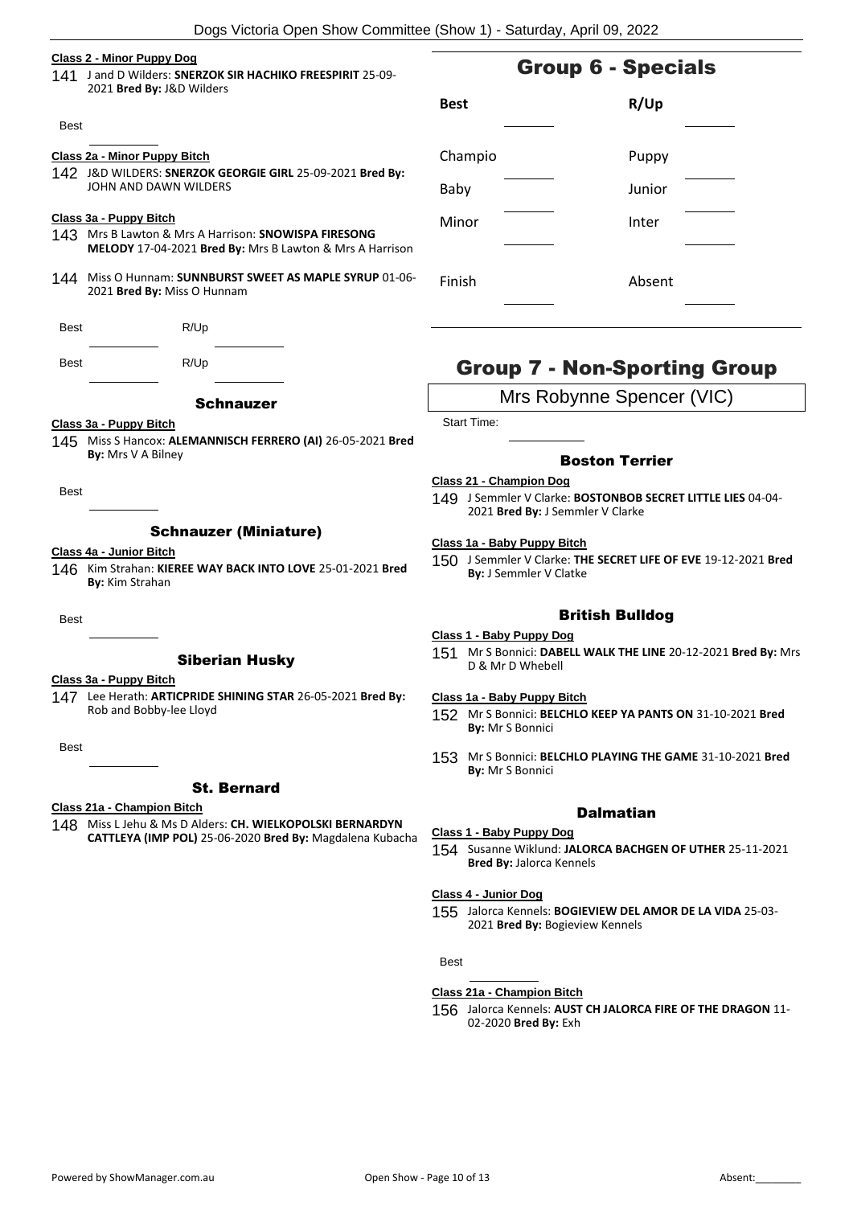**Class 2 - Minor Puppy Dog**

141 J and D Wilders: **SNERZOK SIR HACHIKO FREESPIRIT** 25-09-2021 **Bred By:** J&D Wilders

Best

**Class 2a - Minor Puppy Bitch**

142 J&D WILDERS: **SNERZOK GEORGIE GIRL** 25-09-2021 **Bred By:** JOHN AND DAWN WILDERS

**Class 3a - Puppy Bitch**

143 Mrs B Lawton & Mrs A Harrison: **SNOWISPA FIRESONG MELODY** 17-04-2021 **Bred By:** Mrs B Lawton & Mrs A Harrison

144 Miss O Hunnam: **SUNNBURST SWEET AS MAPLE SYRUP** 01-06-2021 **Bred By:** Miss O Hunnam

Best R/Up

Best R/Up

### Schnauzer

**Class 3a - Puppy Bitch**

145 Miss S Hancox: **ALEMANNISCH FERRERO (AI)** 26-05-2021 **Bred By:** Mrs V A Bilney

Best

### Schnauzer (Miniature)

**Class 4a - Junior Bitch**

146 Kim Strahan: **KIEREE WAY BACK INTO LOVE** 25-01-2021 **Bred By:** Kim Strahan

Best

### Siberian Husky

**Class 3a - Puppy Bitch**

147 Lee Herath: **ARTICPRIDE SHINING STAR** 26-05-2021 **Bred By:** Rob and Bobby-lee Lloyd

Best

### St. Bernard

**Class 21a - Champion Bitch**

148 Miss L Jehu & Ms D Alders: **CH. WIELKOPOLSKI BERNARDYN CATTLEYA (IMP POL)** 25-06-2020 **Bred By:** Magdalena Kubacha

## Group 6 - Specials

| Best | | R/Up | |
|---|---|---|---|
| Champio | | Puppy | |
| Baby | | Junior | |
| Minor | | Inter | |
| Finish | | Absent | |

## Group 7 - Non-Sporting Group

Mrs Robynne Spencer (VIC)

Start Time:

### Boston Terrier

**Class 21 - Champion Dog**

149 J Semmler V Clarke: **BOSTONBOB SECRET LITTLE LIES** 04-04-2021 **Bred By:** J Semmler V Clarke

**Class 1a - Baby Puppy Bitch**

150 J Semmler V Clarke: **THE SECRET LIFE OF EVE** 19-12-2021 **Bred By:** J Semmler V Clatke

### British Bulldog

**Class 1 - Baby Puppy Dog**

151 Mr S Bonnici: **DABELL WALK THE LINE** 20-12-2021 **Bred By:** Mrs D & Mr D Whebell

**Class 1a - Baby Puppy Bitch**

152 Mr S Bonnici: **BELCHLO KEEP YA PANTS ON** 31-10-2021 **Bred By:** Mr S Bonnici

153 Mr S Bonnici: **BELCHLO PLAYING THE GAME** 31-10-2021 **Bred By:** Mr S Bonnici

### Dalmatian

**Class 1 - Baby Puppy Dog**

154 Susanne Wiklund: **JALORCA BACHGEN OF UTHER** 25-11-2021 **Bred By:** Jalorca Kennels

**Class 4 - Junior Dog**

155 Jalorca Kennels: **BOGIEVIEW DEL AMOR DE LA VIDA** 25-03-2021 **Bred By:** Bogieview Kennels

Best

**Class 21a - Champion Bitch**

156 Jalorca Kennels: **AUST CH JALORCA FIRE OF THE DRAGON** 11-02-2020 **Bred By:** Exh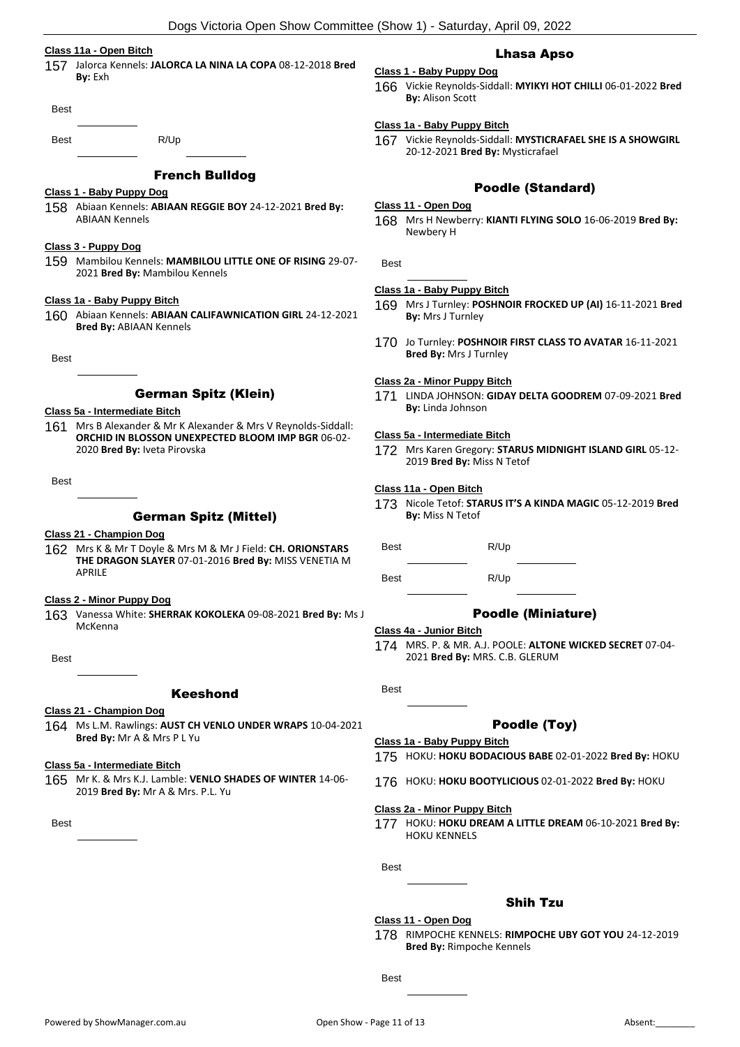**Class 11a - Open Bitch**

157 Jalorca Kennels: **JALORCA LA NINA LA COPA** 08-12-2018 **Bred By:** Exh

Best

Best R/Up

## French Bulldog

**Class 1 - Baby Puppy Dog**

158 Abiaan Kennels: **ABIAAN REGGIE BOY** 24-12-2021 **Bred By:** ABIAAN Kennels

**Class 3 - Puppy Dog**

159 Mambilou Kennels: **MAMBILOU LITTLE ONE OF RISING** 29-07-2021 **Bred By:** Mambilou Kennels

**Class 1a - Baby Puppy Bitch**

160 Abiaan Kennels: **ABIAAN CALIFAWNICATION GIRL** 24-12-2021 **Bred By:** ABIAAN Kennels

Best

## German Spitz (Klein)

**Class 5a - Intermediate Bitch**

161 Mrs B Alexander & Mr K Alexander & Mrs V Reynolds-Siddall: **ORCHID IN BLOSSON UNEXPECTED BLOOM IMP BGR** 06-02-2020 **Bred By:** Iveta Pirovska

Best

## German Spitz (Mittel)

**Class 21 - Champion Dog**

162 Mrs K & Mr T Doyle & Mrs M & Mr J Field: **CH. ORIONSTARS THE DRAGON SLAYER** 07-01-2016 **Bred By:** MISS VENETIA M APRILE

**Class 2 - Minor Puppy Dog**

163 Vanessa White: **SHERRAK KOKOLEKA** 09-08-2021 **Bred By:** Ms J McKenna

Best

## Keeshond

**Class 21 - Champion Dog**

164 Ms L.M. Rawlings: **AUST CH VENLO UNDER WRAPS** 10-04-2021 **Bred By:** Mr A & Mrs P L Yu

**Class 5a - Intermediate Bitch**

165 Mr K. & Mrs K.J. Lamble: **VENLO SHADES OF WINTER** 14-06-2019 **Bred By:** Mr A & Mrs. P.L. Yu

Best

## Lhasa Apso

**Class 1 - Baby Puppy Dog**

166 Vickie Reynolds-Siddall: **MYIKYI HOT CHILLI** 06-01-2022 **Bred By:** Alison Scott

**Class 1a - Baby Puppy Bitch**

167 Vickie Reynolds-Siddall: **MYSTICRAFAEL SHE IS A SHOWGIRL** 20-12-2021 **Bred By:** Mysticrafael

## Poodle (Standard)

**Class 11 - Open Dog**

168 Mrs H Newberry: **KIANTI FLYING SOLO** 16-06-2019 **Bred By:** Newbery H

Best

**Class 1a - Baby Puppy Bitch**

169 Mrs J Turnley: **POSHNOIR FROCKED UP (AI)** 16-11-2021 **Bred By:** Mrs J Turnley

170 Jo Turnley: **POSHNOIR FIRST CLASS TO AVATAR** 16-11-2021 **Bred By:** Mrs J Turnley

**Class 2a - Minor Puppy Bitch**

171 LINDA JOHNSON: **GIDAY DELTA GOODREM** 07-09-2021 **Bred By:** Linda Johnson

**Class 5a - Intermediate Bitch**

172 Mrs Karen Gregory: **STARUS MIDNIGHT ISLAND GIRL** 05-12-2019 **Bred By:** Miss N Tetof

**Class 11a - Open Bitch**

173 Nicole Tetof: **STARUS IT'S A KINDA MAGIC** 05-12-2019 **Bred By:** Miss N Tetof

Best R/Up

Best R/Up

## Poodle (Miniature)

**Class 4a - Junior Bitch**

174 MRS. P. & MR. A.J. POOLE: **ALTONE WICKED SECRET** 07-04-2021 **Bred By:** MRS. C.B. GLERUM

Best

## Poodle (Toy)

**Class 1a - Baby Puppy Bitch**

175 HOKU: **HOKU BODACIOUS BABE** 02-01-2022 **Bred By:** HOKU

176 HOKU: **HOKU BOOTYLICIOUS** 02-01-2022 **Bred By:** HOKU

**Class 2a - Minor Puppy Bitch**

177 HOKU: **HOKU DREAM A LITTLE DREAM** 06-10-2021 **Bred By:** HOKU KENNELS

Best

## Shih Tzu

**Class 11 - Open Dog**

178 RIMPOCHE KENNELS: **RIMPOCHE UBY GOT YOU** 24-12-2019 **Bred By:** Rimpoche Kennels

Best

Absent:________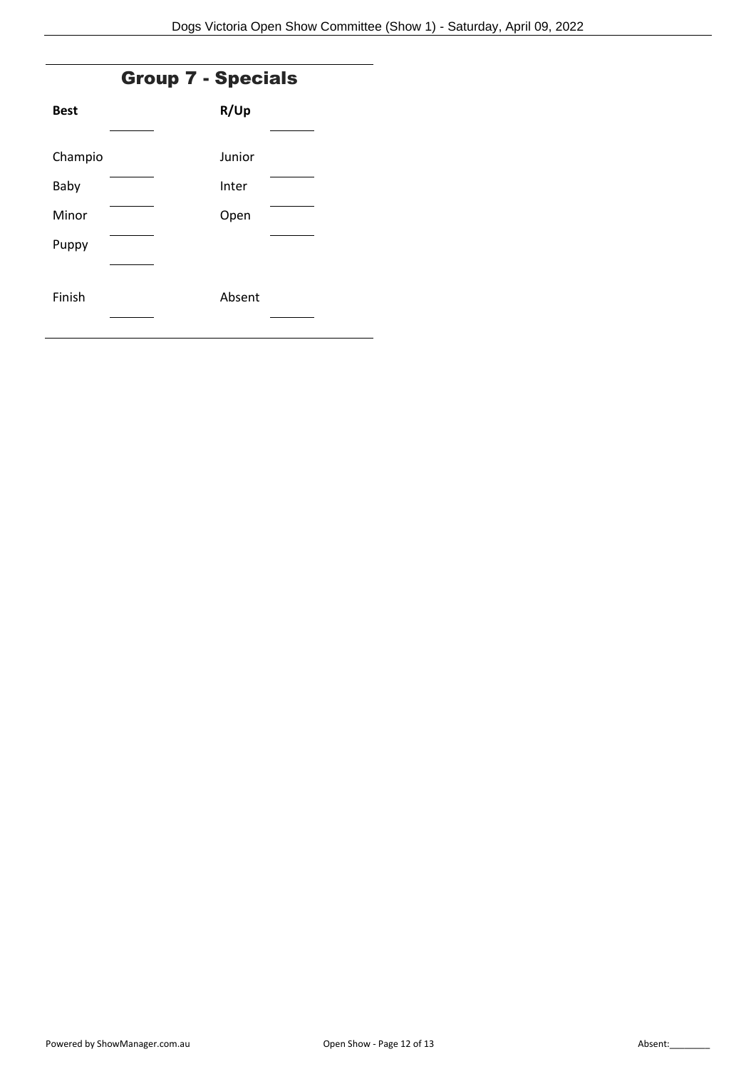## Group 7 - Specials

| | | | |
|---|---|---|---|
| **Best** | ______ | **R/Up** | ______ |
| Champio | ______ | Junior | ______ |
| Baby | ______ | Inter | ______ |
| Minor | ______ | Open | ______ |
| Puppy | ______ | | |
| Finish | ______ | Absent | ______ |

Powered by ShowManager.com.au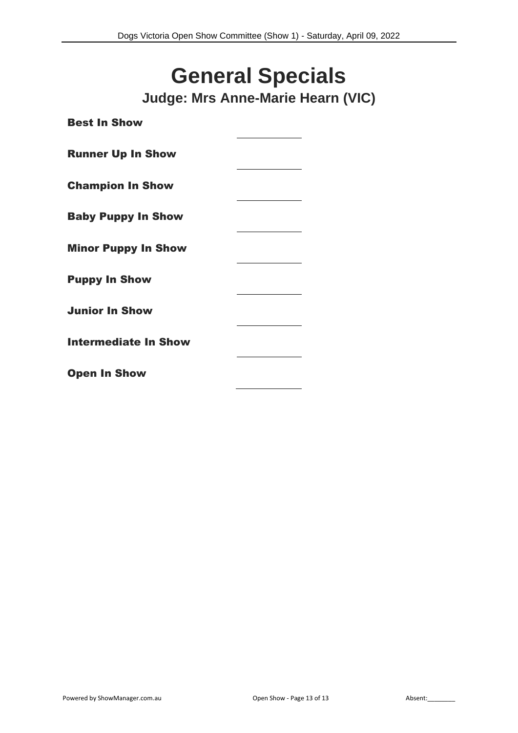# General Specials

## Judge: Mrs Anne-Marie Hearn (VIC)

**Best In Show** \_\_\_\_\_\_\_\_\_\_\_\_

**Runner Up In Show** \_\_\_\_\_\_\_\_\_\_\_\_

**Champion In Show** \_\_\_\_\_\_\_\_\_\_\_\_

**Baby Puppy In Show** \_\_\_\_\_\_\_\_\_\_\_\_

**Minor Puppy In Show** \_\_\_\_\_\_\_\_\_\_\_\_

**Puppy In Show** \_\_\_\_\_\_\_\_\_\_\_\_

**Junior In Show** \_\_\_\_\_\_\_\_\_\_\_\_

**Intermediate In Show** \_\_\_\_\_\_\_\_\_\_\_\_

**Open In Show** \_\_\_\_\_\_\_\_\_\_\_\_

Absent:________